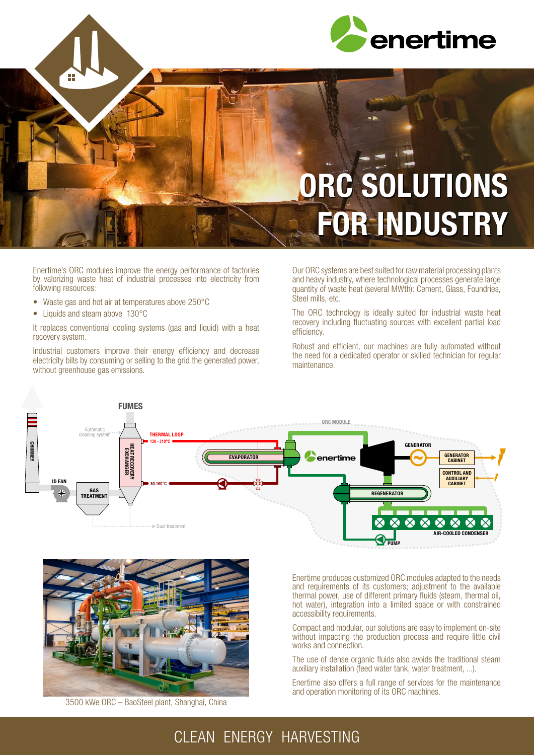# ORC SOLUTIONS FOR INDUSTRY

Enertime's ORC modules improve the energy performance of factories by valorizing waste heat of industrial processes into electricity from following resources:

- Waste gas and hot air at temperatures above 250°C
- Liquids and steam above 130°C

It replaces conventional cooling systems (gas and liquid) with a heat recovery system.

Industrial customers improve their energy efficiency and decrease electricity bills by consuming or selling to the grid the generated power, without greenhouse gas emissions.

Our ORC systems are best suited for raw material processing plants and heavy industry, where technological processes generate large quantity of waste heat (several MWth): Cement, Glass, Foundries, Steel mills, etc.

The ORC technology is ideally suited for industrial waste heat recovery including fluctuating sources with excellent partial load efficiency.

Robust and efficient, our machines are fully automated without the need for a dedicated operator or skilled technician for regular maintenance.

FUMES

CHIMNEY · ID FAN · GAS TREATMENT · Automatic cleaning system · HEAT RECOVERY EXCHANGER · Dust treatment · THERMAL LOOP · 130 - 310°C · 80-160°C · ORC MODULE · EVAPORATOR · GENERATOR · GENERATOR CABINET · CONTROL AND AUXILIARY CABINET · REGENERATOR · AIR-COOLED CONDENSER · PUMP

3500 kWe ORC – BaoSteel plant, Shanghai, China

Enertime produces customized ORC modules adapted to the needs and requirements of its customers; adjustment to the available thermal power, use of different primary fluids (steam, thermal oil, hot water), integration into a limited space or with constrained accessibility requirements.

Compact and modular, our solutions are easy to implement on-site without impacting the production process and require little civil works and connection.

The use of dense organic fluids also avoids the traditional steam auxiliary installation (feed water tank, water treatment, ...).

Enertime also offers a full range of services for the maintenance and operation monitoring of its ORC machines.

CLEAN ENERGY HARVESTING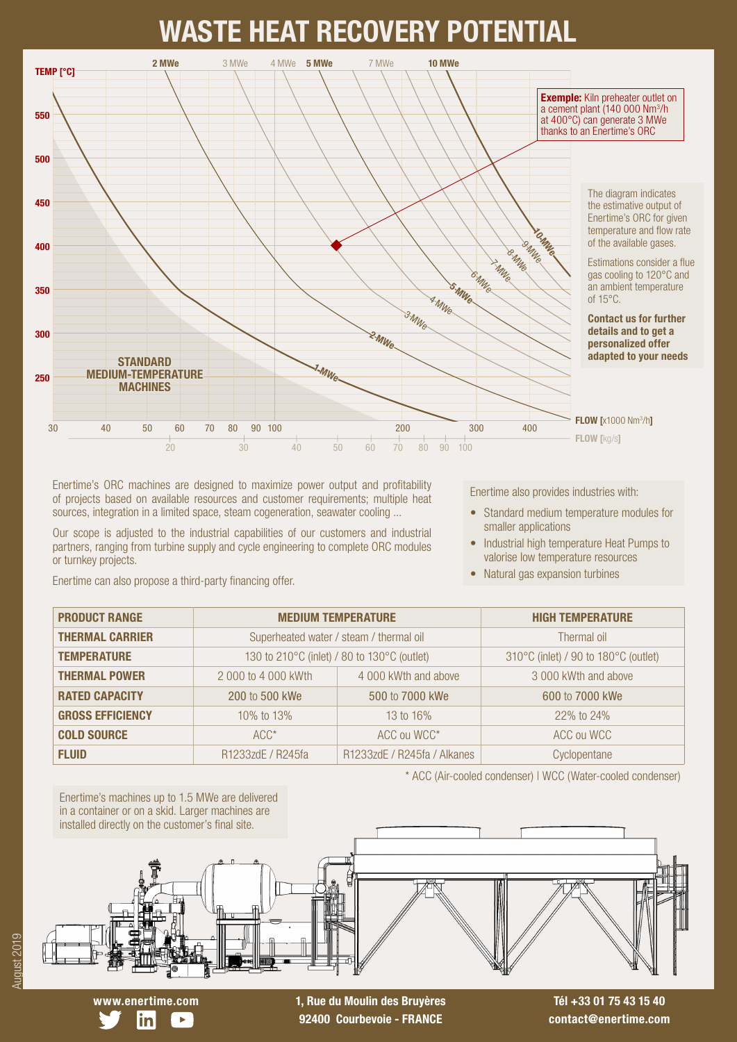# WASTE HEAT RECOVERY POTENTIAL

TEMP [°C]

550
500
450
400
350
300
250

2 MWe
3 MWe
4 MWe
5 MWe
7 MWe
10 MWe

10 MWe
9 MWe
8 MWe
7 MWe
6 MWe
5 MWe
4 MWe
3 MWe
2 MWe
1 MWe

**Exemple:** Kiln preheater outlet on a cement plant (140 000 Nm³/h at 400°C) can generate 3 MWe thanks to an Enertime's ORC

STANDARD MEDIUM-TEMPERATURE MACHINES

FLOW [x1000 Nm³/h]
30 40 50 60 70 80 90 100 200 300 400

FLOW [kg/s]
20 30 40 50 60 70 80 90 100

The diagram indicates the estimative output of Enertime's ORC for given temperature and flow rate of the available gases.

Estimations consider a flue gas cooling to 120°C and an ambient temperature of 15°C.

**Contact us for further details and to get a personalized offer adapted to your needs**

Enertime's ORC machines are designed to maximize power output and profitability of projects based on available resources and customer requirements; multiple heat sources, integration in a limited space, steam cogeneration, seawater cooling ...

Our scope is adjusted to the industrial capabilities of our customers and industrial partners, ranging from turbine supply and cycle engineering to complete ORC modules or turnkey projects.

Enertime can also propose a third-party financing offer.

Enertime also provides industries with:

- Standard medium temperature modules for smaller applications
- Industrial high temperature Heat Pumps to valorise low temperature resources
- Natural gas expansion turbines

| **PRODUCT RANGE** | **MEDIUM TEMPERATURE** | | **HIGH TEMPERATURE** |
|---|---|---|---|
| **THERMAL CARRIER** | Superheated water / steam / thermal oil | | Thermal oil |
| **TEMPERATURE** | 130 to 210°C (inlet) / 80 to 130°C (outlet) | | 310°C (inlet) / 90 to 180°C (outlet) |
| **THERMAL POWER** | 2 000 to 4 000 kWth | 4 000 kWth and above | 3 000 kWth and above |
| **RATED CAPACITY** | 200 to 500 kWe | 500 to 7000 kWe | 600 to 7000 kWe |
| **GROSS EFFICIENCY** | 10% to 13% | 13 to 16% | 22% to 24% |
| **COLD SOURCE** | ACC* | ACC ou WCC* | ACC ou WCC |
| **FLUID** | R1233zdE / R245fa | R1233zdE / R245fa / Alkanes | Cyclopentane |

\* ACC (Air-cooled condenser) I WCC (Water-cooled condenser)

Enertime's machines up to 1.5 MWe are delivered in a container or on a skid. Larger machines are installed directly on the customer's final site.

August 2019

**www.enertime.com**

**1, Rue du Moulin des Bruyères**
**92400 Courbevoie - FRANCE**

**Tél +33 01 75 43 15 40**
**contact@enertime.com**